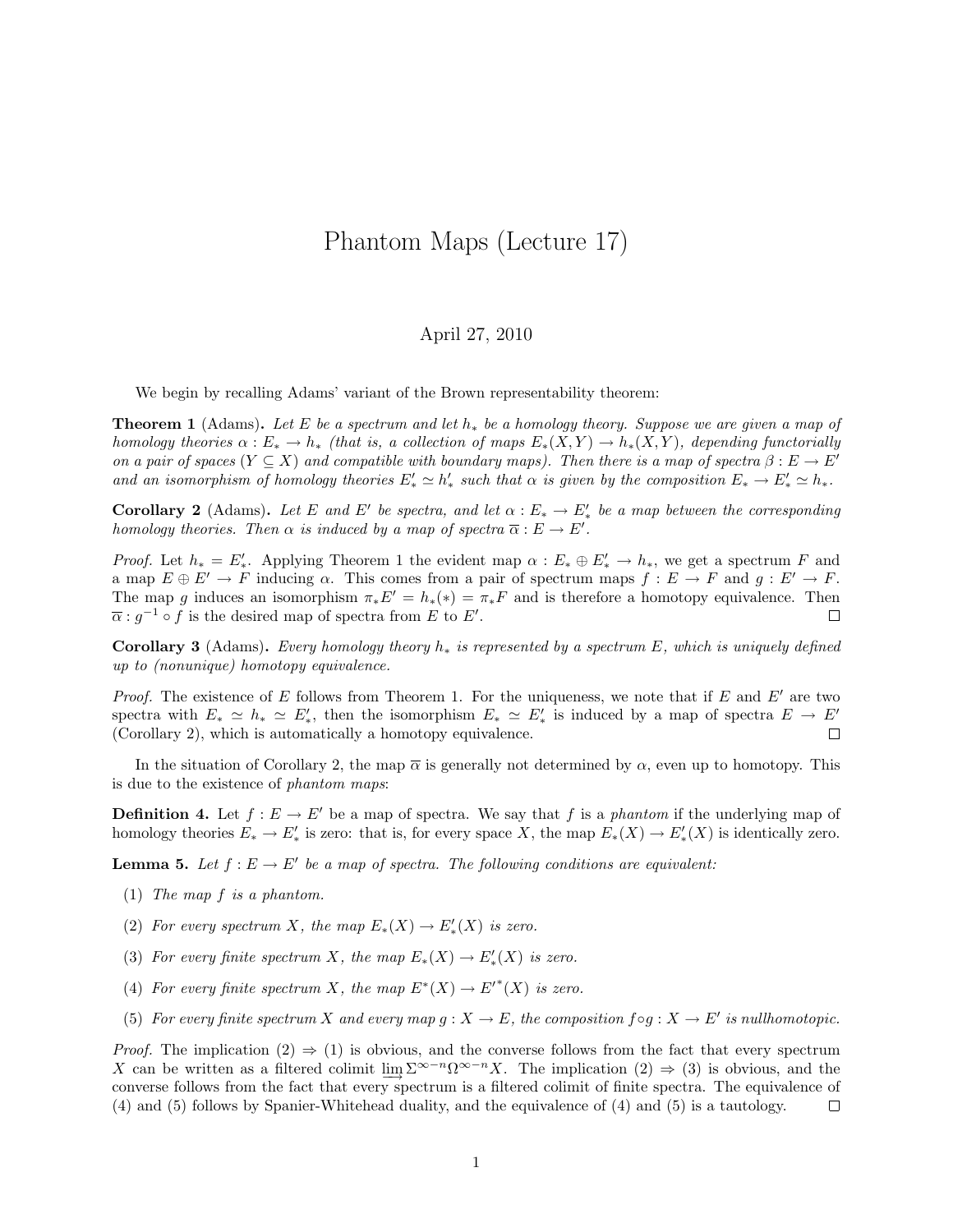# Phantom Maps (Lecture 17)

April 27, 2010

We begin by recalling Adams' variant of the Brown representability theorem:

**Theorem 1** (Adams)**.** *Let $E$ be a spectrum and let $h_*$ be a homology theory. Suppose we are given a map of homology theories $\alpha : E_* \to h_*$ (that is, a collection of maps $E_*(X,Y) \to h_*(X,Y)$, depending functorially on a pair of spaces ($Y \subseteq X$) and compatible with boundary maps). Then there is a map of spectra $\beta : E \to E'$ and an isomorphism of homology theories $E'_* \simeq h'_*$ such that $\alpha$ is given by the composition $E_* \to E'_* \simeq h_*$.*

**Corollary 2** (Adams)**.** *Let $E$ and $E'$ be spectra, and let $\alpha : E_* \to E'_*$ be a map between the corresponding homology theories. Then $\alpha$ is induced by a map of spectra $\overline{\alpha} : E \to E'$.*

*Proof.* Let $h_* = E'_*$. Applying Theorem 1 the evident map $\alpha : E_* \oplus E'_* \to h_*$, we get a spectrum $F$ and a map $E \oplus E' \to F$ inducing $\alpha$. This comes from a pair of spectrum maps $f : E \to F$ and $g : E' \to F$. The map $g$ induces an isomorphism $\pi_* E' = h_*(*) = \pi_* F$ and is therefore a homotopy equivalence. Then $\overline{\alpha} : g^{-1} \circ f$ is the desired map of spectra from $E$ to $E'$. $\square$

**Corollary 3** (Adams)**.** *Every homology theory $h_*$ is represented by a spectrum $E$, which is uniquely defined up to (nonunique) homotopy equivalence.*

*Proof.* The existence of $E$ follows from Theorem 1. For the uniqueness, we note that if $E$ and $E'$ are two spectra with $E_* \simeq h_* \simeq E'_*$, then the isomorphism $E_* \simeq E'_*$ is induced by a map of spectra $E \to E'$ (Corollary 2), which is automatically a homotopy equivalence. $\square$

In the situation of Corollary 2, the map $\overline{\alpha}$ is generally not determined by $\alpha$, even up to homotopy. This is due to the existence of *phantom maps*:

**Definition 4.** Let $f : E \to E'$ be a map of spectra. We say that $f$ is a *phantom* if the underlying map of homology theories $E_* \to E'_*$ is zero: that is, for every space $X$, the map $E_*(X) \to E'_*(X)$ is identically zero.

**Lemma 5.** *Let $f : E \to E'$ be a map of spectra. The following conditions are equivalent:*

1. *The map $f$ is a phantom.*
2. *For every spectrum $X$, the map $E_*(X) \to E'_*(X)$ is zero.*
3. *For every finite spectrum $X$, the map $E_*(X) \to E'_*(X)$ is zero.*
4. *For every finite spectrum $X$, the map $E^*(X) \to {E'}^*(X)$ is zero.*
5. *For every finite spectrum $X$ and every map $g : X \to E$, the composition $f \circ g : X \to E'$ is nullhomotopic.*

*Proof.* The implication (2) $\Rightarrow$ (1) is obvious, and the converse follows from the fact that every spectrum $X$ can be written as a filtered colimit $\varinjlim \Sigma^{\infty - n} \Omega^{\infty - n} X$. The implication (2) $\Rightarrow$ (3) is obvious, and the converse follows from the fact that every spectrum is a filtered colimit of finite spectra. The equivalence of (4) and (5) follows by Spanier-Whitehead duality, and the equivalence of (4) and (5) is a tautology. $\square$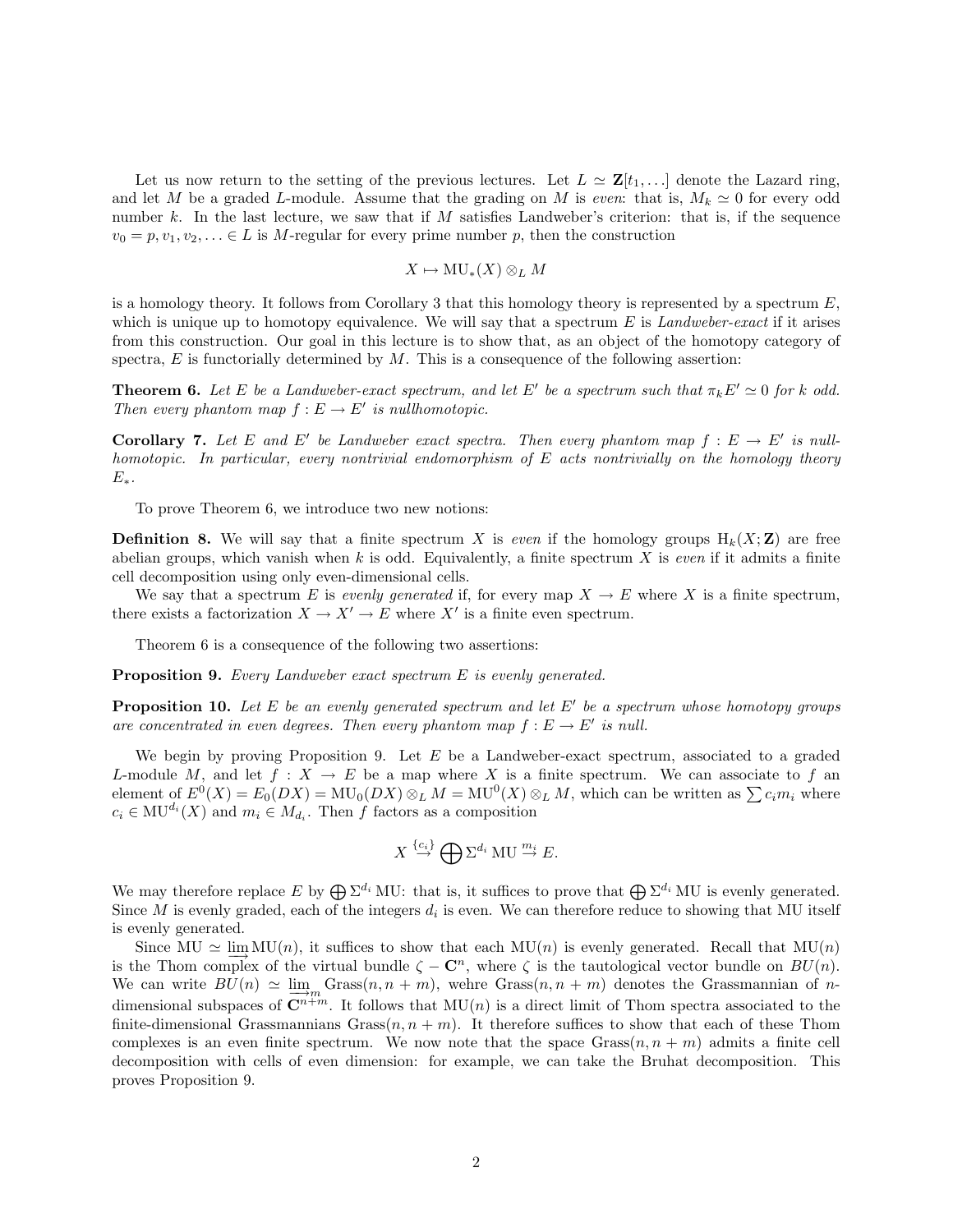Let us now return to the setting of the previous lectures. Let $L \simeq \mathbf{Z}[t_1, \ldots]$ denote the Lazard ring, and let $M$ be a graded $L$-module. Assume that the grading on $M$ is *even*: that is, $M_k \simeq 0$ for every odd number $k$. In the last lecture, we saw that if $M$ satisfies Landweber's criterion: that is, if the sequence $v_0 = p, v_1, v_2, \ldots \in L$ is $M$-regular for every prime number $p$, then the construction

$$X \mapsto \mathrm{MU}_*(X) \otimes_L M$$

is a homology theory. It follows from Corollary 3 that this homology theory is represented by a spectrum $E$, which is unique up to homotopy equivalence. We will say that a spectrum $E$ is *Landweber-exact* if it arises from this construction. Our goal in this lecture is to show that, as an object of the homotopy category of spectra, $E$ is functorially determined by $M$. This is a consequence of the following assertion:

**Theorem 6.** *Let $E$ be a Landweber-exact spectrum, and let $E'$ be a spectrum such that $\pi_k E' \simeq 0$ for $k$ odd. Then every phantom map $f : E \to E'$ is nullhomotopic.*

**Corollary 7.** *Let $E$ and $E'$ be Landweber exact spectra. Then every phantom map $f : E \to E'$ is nullhomotopic. In particular, every nontrivial endomorphism of $E$ acts nontrivially on the homology theory $E_*$.*

To prove Theorem 6, we introduce two new notions:

**Definition 8.** We will say that a finite spectrum $X$ is *even* if the homology groups $\mathrm{H}_k(X; \mathbf{Z})$ are free abelian groups, which vanish when $k$ is odd. Equivalently, a finite spectrum $X$ is *even* if it admits a finite cell decomposition using only even-dimensional cells.

We say that a spectrum $E$ is *evenly generated* if, for every map $X \to E$ where $X$ is a finite spectrum, there exists a factorization $X \to X' \to E$ where $X'$ is a finite even spectrum.

Theorem 6 is a consequence of the following two assertions:

**Proposition 9.** *Every Landweber exact spectrum $E$ is evenly generated.*

**Proposition 10.** *Let $E$ be an evenly generated spectrum and let $E'$ be a spectrum whose homotopy groups are concentrated in even degrees. Then every phantom map $f : E \to E'$ is null.*

We begin by proving Proposition 9. Let $E$ be a Landweber-exact spectrum, associated to a graded $L$-module $M$, and let $f : X \to E$ be a map where $X$ is a finite spectrum. We can associate to $f$ an element of $E^0(X) = E_0(DX) = \mathrm{MU}_0(DX) \otimes_L M = \mathrm{MU}^0(X) \otimes_L M$, which can be written as $\sum c_i m_i$ where $c_i \in \mathrm{MU}^{d_i}(X)$ and $m_i \in M_{d_i}$. Then $f$ factors as a composition

$$X \stackrel{\{c_i\}}{\to} \bigoplus \Sigma^{d_i} \mathrm{MU} \stackrel{m_i}{\to} E.$$

We may therefore replace $E$ by $\bigoplus \Sigma^{d_i} \mathrm{MU}$: that is, it suffices to prove that $\bigoplus \Sigma^{d_i} \mathrm{MU}$ is evenly generated. Since $M$ is evenly graded, each of the integers $d_i$ is even. We can therefore reduce to showing that MU itself is evenly generated.

Since $\mathrm{MU} \simeq \varinjlim \mathrm{MU}(n)$, it suffices to show that each $\mathrm{MU}(n)$ is evenly generated. Recall that $\mathrm{MU}(n)$ is the Thom complex of the virtual bundle $\zeta - \mathbf{C}^n$, where $\zeta$ is the tautological vector bundle on $BU(n)$. We can write $BU(n) \simeq \varinjlim_m \mathrm{Grass}(n, n+m)$, wehre $\mathrm{Grass}(n, n+m)$ denotes the Grassmannian of $n$-dimensional subspaces of $\mathbf{C}^{n+m}$. It follows that $\mathrm{MU}(n)$ is a direct limit of Thom spectra associated to the finite-dimensional Grassmannians $\mathrm{Grass}(n, n+m)$. It therefore suffices to show that each of these Thom complexes is an even finite spectrum. We now note that the space $\mathrm{Grass}(n, n+m)$ admits a finite cell decomposition with cells of even dimension: for example, we can take the Bruhat decomposition. This proves Proposition 9.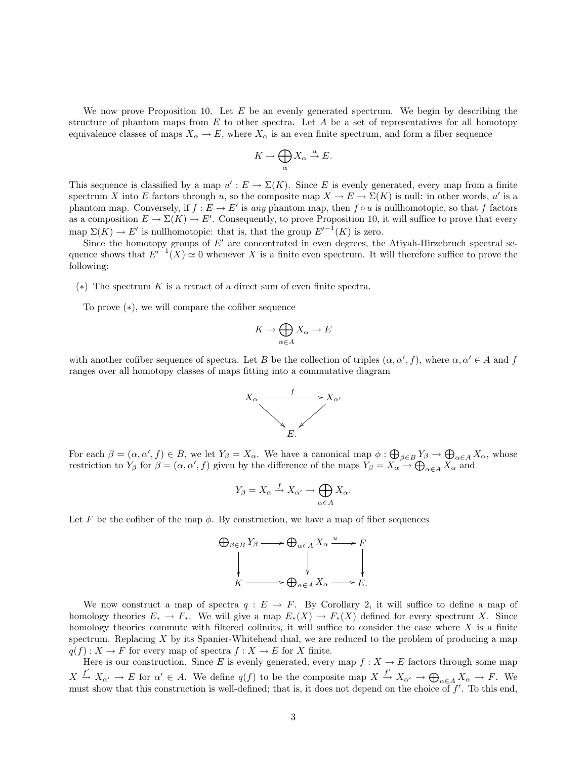We now prove Proposition 10. Let $E$ be an evenly generated spectrum. We begin by describing the structure of phantom maps from $E$ to other spectra. Let $A$ be a set of representatives for all homotopy equivalence classes of maps $X_\alpha \to E$, where $X_\alpha$ is an even finite spectrum, and form a fiber sequence

$$K \to \bigoplus_{\alpha} X_\alpha \xrightarrow{u} E.$$

This sequence is classified by a map $u' : E \to \Sigma(K)$. Since $E$ is evenly generated, every map from a finite spectrum $X$ into $E$ factors through $u$, so the composite map $X \to E \to \Sigma(K)$ is null: in other words, $u'$ is a phantom map. Conversely, if $f : E \to E'$ is *any* phantom map, then $f \circ u$ is nullhomotopic, so that $f$ factors as a composition $E \to \Sigma(K) \to E'$. Consequently, to prove Proposition 10, it will suffice to prove that every map $\Sigma(K) \to E'$ is nullhomotopic: that is, that the group $E'^{-1}(K)$ is zero.

Since the homotopy groups of $E'$ are concentrated in even degrees, the Atiyah-Hirzebruch spectral sequence shows that $E'^{-1}(X) \simeq 0$ whenever $X$ is a finite even spectrum. It will therefore suffice to prove the following:

$(*)$ The spectrum $K$ is a retract of a direct sum of even finite spectra.

To prove $(*)$, we will compare the cofiber sequence

$$K \to \bigoplus_{\alpha \in A} X_\alpha \to E$$

with another cofiber sequence of spectra. Let $B$ be the collection of triples $(\alpha, \alpha', f)$, where $\alpha, \alpha' \in A$ and $f$ ranges over all homotopy classes of maps fitting into a commutative diagram

$$\begin{array}{ccc} X_\alpha & \xrightarrow{f} & X_{\alpha'} \\ & \searrow \quad \swarrow & \\ & E. & \end{array}$$

For each $\beta = (\alpha, \alpha', f) \in B$, we let $Y_\beta = X_\alpha$. We have a canonical map $\phi : \bigoplus_{\beta \in B} Y_\beta \to \bigoplus_{\alpha \in A} X_\alpha$, whose restriction to $Y_\beta$ for $\beta = (\alpha, \alpha', f)$ given by the difference of the maps $Y_\beta = X_\alpha \to \bigoplus_{\alpha \in A} X_\alpha$ and

$$Y_\beta = X_\alpha \xrightarrow{f} X_{\alpha'} \to \bigoplus_{\alpha \in A} X_\alpha.$$

Let $F$ be the cofiber of the map $\phi$. By construction, we have a map of fiber sequences

$$\begin{array}{ccccc} \bigoplus_{\beta \in B} Y_\beta & \longrightarrow & \bigoplus_{\alpha \in A} X_\alpha & \xrightarrow{u} & F \\ \downarrow & & \downarrow & & \downarrow \\ K & \longrightarrow & \bigoplus_{\alpha \in A} X_\alpha & \longrightarrow & E. \end{array}$$

We now construct a map of spectra $q : E \to F$. By Corollary 2, it will suffice to define a map of homology theories $E_* \to F_*$. We will give a map $E_*(X) \to F_*(X)$ defined for every spectrum $X$. Since homology theories commute with filtered colimits, it will suffice to consider the case where $X$ is a finite spectrum. Replacing $X$ by its Spanier-Whitehead dual, we are reduced to the problem of producing a map $q(f) : X \to F$ for every map of spectra $f : X \to E$ for $X$ finite.

Here is our construction. Since $E$ is evenly generated, every map $f : X \to E$ factors through some map $X \xrightarrow{f'} X_{\alpha'} \to E$ for $\alpha' \in A$. We define $q(f)$ to be the composite map $X \xrightarrow{f'} X_{\alpha'} \to \bigoplus_{\alpha \in A} X_\alpha \to F$. We must show that this construction is well-defined; that is, it does not depend on the choice of $f'$. To this end,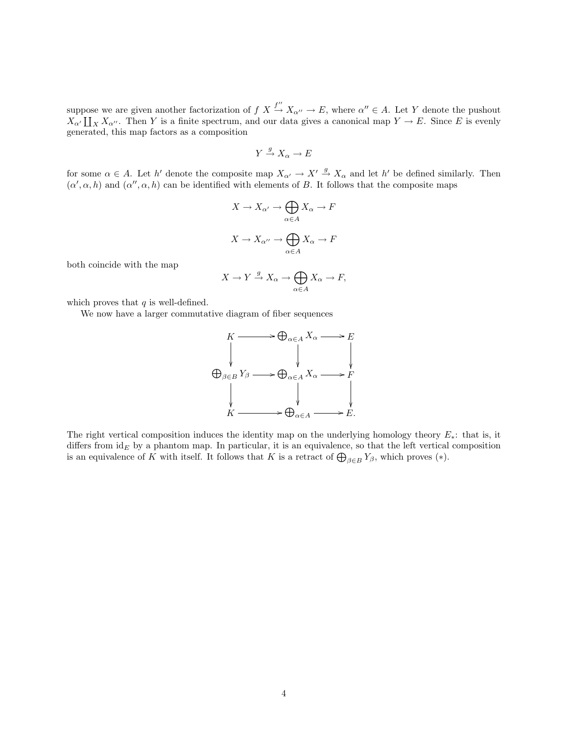suppose we are given another factorization of $f$ $X \xrightarrow{f''} X_{\alpha''} \to E$, where $\alpha'' \in A$. Let $Y$ denote the pushout $X_{\alpha'} \coprod_X X_{\alpha''}$. Then $Y$ is a finite spectrum, and our data gives a canonical map $Y \to E$. Since $E$ is evenly generated, this map factors as a composition

$$Y \xrightarrow{g} X_\alpha \to E$$

for some $\alpha \in A$. Let $h'$ denote the composite map $X_{\alpha'} \to X' \xrightarrow{g} X_\alpha$ and let $h'$ be defined similarly. Then $(\alpha', \alpha, h)$ and $(\alpha'', \alpha, h)$ can be identified with elements of $B$. It follows that the composite maps

$$X \to X_{\alpha'} \to \bigoplus_{\alpha \in A} X_\alpha \to F$$

$$X \to X_{\alpha''} \to \bigoplus_{\alpha \in A} X_\alpha \to F$$

both coincide with the map

$$X \to Y \xrightarrow{g} X_\alpha \to \bigoplus_{\alpha \in A} X_\alpha \to F,$$

which proves that $q$ is well-defined.

We now have a larger commutative diagram of fiber sequences

$$\begin{array}{ccccc}
K & \longrightarrow & \bigoplus_{\alpha \in A} X_\alpha & \longrightarrow & E \\
\downarrow & & \downarrow & & \downarrow \\
\bigoplus_{\beta \in B} Y_\beta & \longrightarrow & \bigoplus_{\alpha \in A} X_\alpha & \longrightarrow & F \\
\downarrow & & \downarrow & & \downarrow \\
K & \longrightarrow & \bigoplus_{\alpha \in A} & \longrightarrow & E.
\end{array}$$

The right vertical composition induces the identity map on the underlying homology theory $E_*$: that is, it differs from $\mathrm{id}_E$ by a phantom map. In particular, it is an equivalence, so that the left vertical composition is an equivalence of $K$ with itself. It follows that $K$ is a retract of $\bigoplus_{\beta \in B} Y_\beta$, which proves $(*)$.